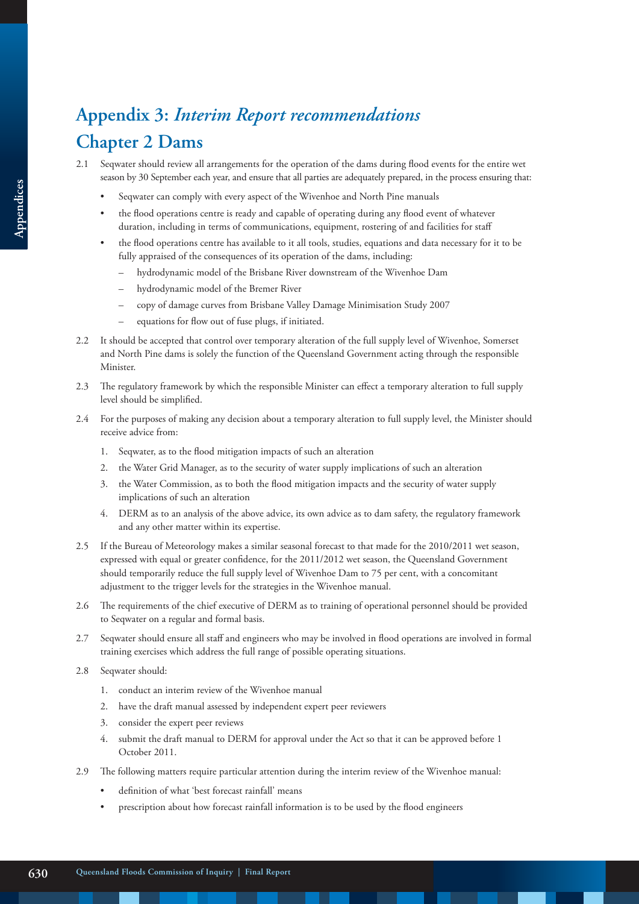# Appendix 3: *Interim Report recommendations*

## Chapter 2 Dams

2.1 Seqwater should review all arrangements for the operation of the dams during flood events for the entire wet season by 30 September each year, and ensure that all parties are adequately prepared, in the process ensuring that:

- Seqwater can comply with every aspect of the Wivenhoe and North Pine manuals
- the flood operations centre is ready and capable of operating during any flood event of whatever duration, including in terms of communications, equipment, rostering of and facilities for staff
- the flood operations centre has available to it all tools, studies, equations and data necessary for it to be fully appraised of the consequences of its operation of the dams, including:
  - hydrodynamic model of the Brisbane River downstream of the Wivenhoe Dam
  - hydrodynamic model of the Bremer River
  - copy of damage curves from Brisbane Valley Damage Minimisation Study 2007
  - equations for flow out of fuse plugs, if initiated.

2.2 It should be accepted that control over temporary alteration of the full supply level of Wivenhoe, Somerset and North Pine dams is solely the function of the Queensland Government acting through the responsible Minister.

2.3 The regulatory framework by which the responsible Minister can effect a temporary alteration to full supply level should be simplified.

2.4 For the purposes of making any decision about a temporary alteration to full supply level, the Minister should receive advice from:

1. Seqwater, as to the flood mitigation impacts of such an alteration
2. the Water Grid Manager, as to the security of water supply implications of such an alteration
3. the Water Commission, as to both the flood mitigation impacts and the security of water supply implications of such an alteration
4. DERM as to an analysis of the above advice, its own advice as to dam safety, the regulatory framework and any other matter within its expertise.

2.5 If the Bureau of Meteorology makes a similar seasonal forecast to that made for the 2010/2011 wet season, expressed with equal or greater confidence, for the 2011/2012 wet season, the Queensland Government should temporarily reduce the full supply level of Wivenhoe Dam to 75 per cent, with a concomitant adjustment to the trigger levels for the strategies in the Wivenhoe manual.

2.6 The requirements of the chief executive of DERM as to training of operational personnel should be provided to Seqwater on a regular and formal basis.

2.7 Seqwater should ensure all staff and engineers who may be involved in flood operations are involved in formal training exercises which address the full range of possible operating situations.

2.8 Seqwater should:

1. conduct an interim review of the Wivenhoe manual
2. have the draft manual assessed by independent expert peer reviewers
3. consider the expert peer reviews
4. submit the draft manual to DERM for approval under the Act so that it can be approved before 1 October 2011.

2.9 The following matters require particular attention during the interim review of the Wivenhoe manual:

- definition of what 'best forecast rainfall' means
- prescription about how forecast rainfall information is to be used by the flood engineers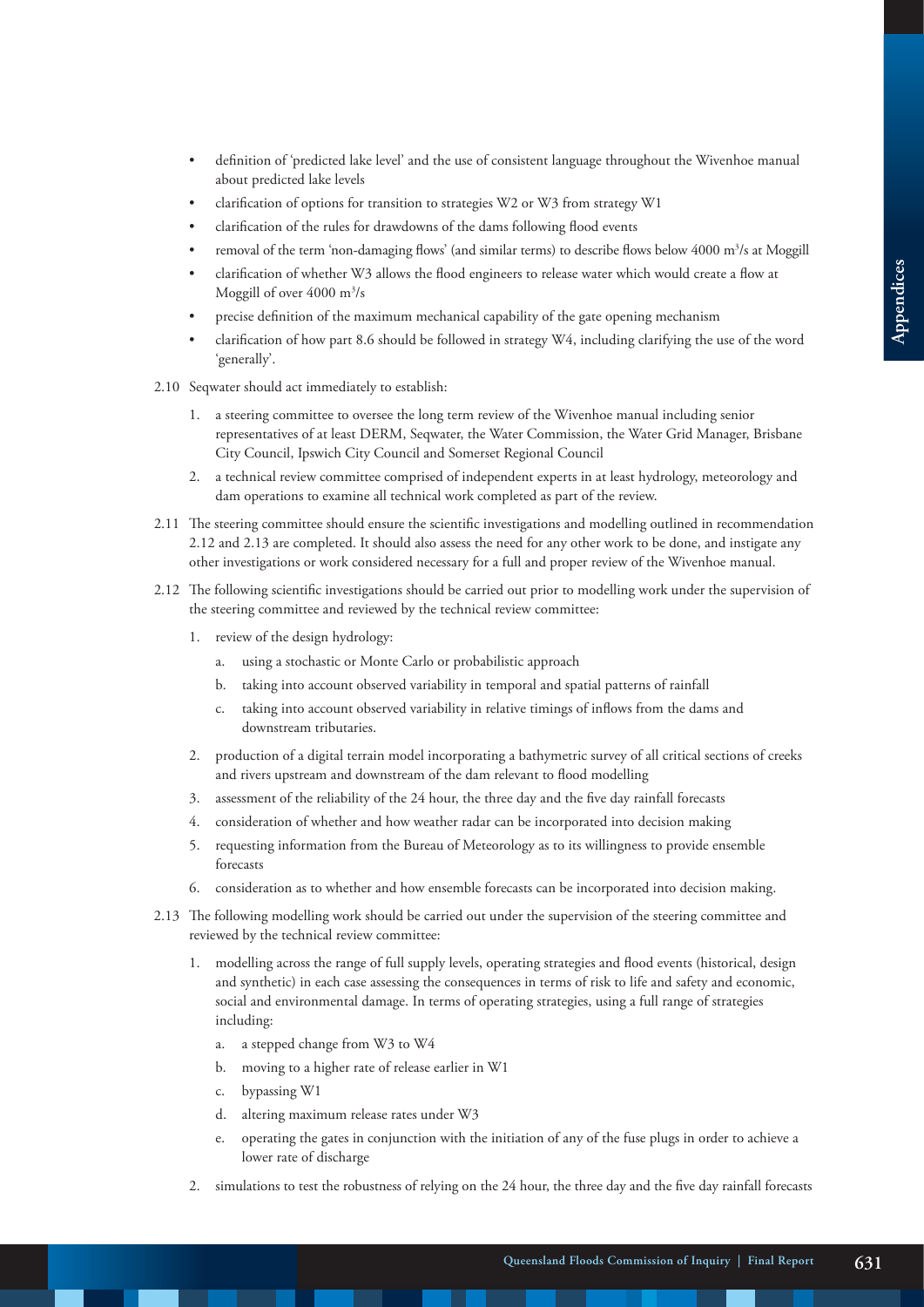- definition of 'predicted lake level' and the use of consistent language throughout the Wivenhoe manual about predicted lake levels
- clarification of options for transition to strategies W2 or W3 from strategy W1
- clarification of the rules for drawdowns of the dams following flood events
- removal of the term 'non-damaging flows' (and similar terms) to describe flows below 4000 $m^3/s$ at Moggill
- clarification of whether W3 allows the flood engineers to release water which would create a flow at Moggill of over 4000 $m^3/s$
- precise definition of the maximum mechanical capability of the gate opening mechanism
- clarification of how part 8.6 should be followed in strategy W4, including clarifying the use of the word 'generally'.

2.10 Seqwater should act immediately to establish:

1. a steering committee to oversee the long term review of the Wivenhoe manual including senior representatives of at least DERM, Seqwater, the Water Commission, the Water Grid Manager, Brisbane City Council, Ipswich City Council and Somerset Regional Council
2. a technical review committee comprised of independent experts in at least hydrology, meteorology and dam operations to examine all technical work completed as part of the review.

2.11 The steering committee should ensure the scientific investigations and modelling outlined in recommendation 2.12 and 2.13 are completed. It should also assess the need for any other work to be done, and instigate any other investigations or work considered necessary for a full and proper review of the Wivenhoe manual.

2.12 The following scientific investigations should be carried out prior to modelling work under the supervision of the steering committee and reviewed by the technical review committee:

1. review of the design hydrology:
   a. using a stochastic or Monte Carlo or probabilistic approach
   b. taking into account observed variability in temporal and spatial patterns of rainfall
   c. taking into account observed variability in relative timings of inflows from the dams and downstream tributaries.
2. production of a digital terrain model incorporating a bathymetric survey of all critical sections of creeks and rivers upstream and downstream of the dam relevant to flood modelling
3. assessment of the reliability of the 24 hour, the three day and the five day rainfall forecasts
4. consideration of whether and how weather radar can be incorporated into decision making
5. requesting information from the Bureau of Meteorology as to its willingness to provide ensemble forecasts
6. consideration as to whether and how ensemble forecasts can be incorporated into decision making.

2.13 The following modelling work should be carried out under the supervision of the steering committee and reviewed by the technical review committee:

1. modelling across the range of full supply levels, operating strategies and flood events (historical, design and synthetic) in each case assessing the consequences in terms of risk to life and safety and economic, social and environmental damage. In terms of operating strategies, using a full range of strategies including:
   a. a stepped change from W3 to W4
   b. moving to a higher rate of release earlier in W1
   c. bypassing W1
   d. altering maximum release rates under W3
   e. operating the gates in conjunction with the initiation of any of the fuse plugs in order to achieve a lower rate of discharge
2. simulations to test the robustness of relying on the 24 hour, the three day and the five day rainfall forecasts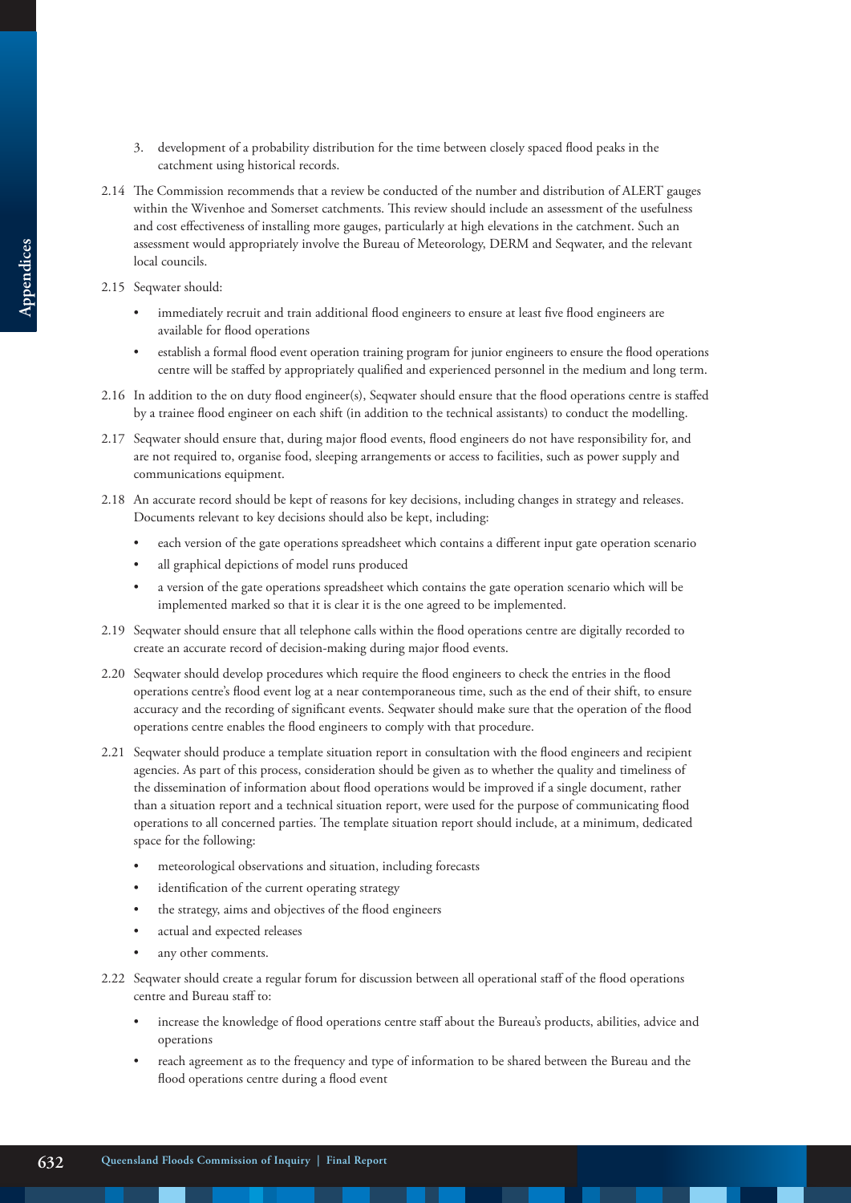3. development of a probability distribution for the time between closely spaced flood peaks in the catchment using historical records.

2.14 The Commission recommends that a review be conducted of the number and distribution of ALERT gauges within the Wivenhoe and Somerset catchments. This review should include an assessment of the usefulness and cost effectiveness of installing more gauges, particularly at high elevations in the catchment. Such an assessment would appropriately involve the Bureau of Meteorology, DERM and Seqwater, and the relevant local councils.

2.15 Seqwater should:

- immediately recruit and train additional flood engineers to ensure at least five flood engineers are available for flood operations
- establish a formal flood event operation training program for junior engineers to ensure the flood operations centre will be staffed by appropriately qualified and experienced personnel in the medium and long term.

2.16 In addition to the on duty flood engineer(s), Seqwater should ensure that the flood operations centre is staffed by a trainee flood engineer on each shift (in addition to the technical assistants) to conduct the modelling.

2.17 Seqwater should ensure that, during major flood events, flood engineers do not have responsibility for, and are not required to, organise food, sleeping arrangements or access to facilities, such as power supply and communications equipment.

2.18 An accurate record should be kept of reasons for key decisions, including changes in strategy and releases. Documents relevant to key decisions should also be kept, including:

- each version of the gate operations spreadsheet which contains a different input gate operation scenario
- all graphical depictions of model runs produced
- a version of the gate operations spreadsheet which contains the gate operation scenario which will be implemented marked so that it is clear it is the one agreed to be implemented.

2.19 Seqwater should ensure that all telephone calls within the flood operations centre are digitally recorded to create an accurate record of decision-making during major flood events.

2.20 Seqwater should develop procedures which require the flood engineers to check the entries in the flood operations centre's flood event log at a near contemporaneous time, such as the end of their shift, to ensure accuracy and the recording of significant events. Seqwater should make sure that the operation of the flood operations centre enables the flood engineers to comply with that procedure.

2.21 Seqwater should produce a template situation report in consultation with the flood engineers and recipient agencies. As part of this process, consideration should be given as to whether the quality and timeliness of the dissemination of information about flood operations would be improved if a single document, rather than a situation report and a technical situation report, were used for the purpose of communicating flood operations to all concerned parties. The template situation report should include, at a minimum, dedicated space for the following:

- meteorological observations and situation, including forecasts
- identification of the current operating strategy
- the strategy, aims and objectives of the flood engineers
- actual and expected releases
- any other comments.

2.22 Seqwater should create a regular forum for discussion between all operational staff of the flood operations centre and Bureau staff to:

- increase the knowledge of flood operations centre staff about the Bureau's products, abilities, advice and operations
- reach agreement as to the frequency and type of information to be shared between the Bureau and the flood operations centre during a flood event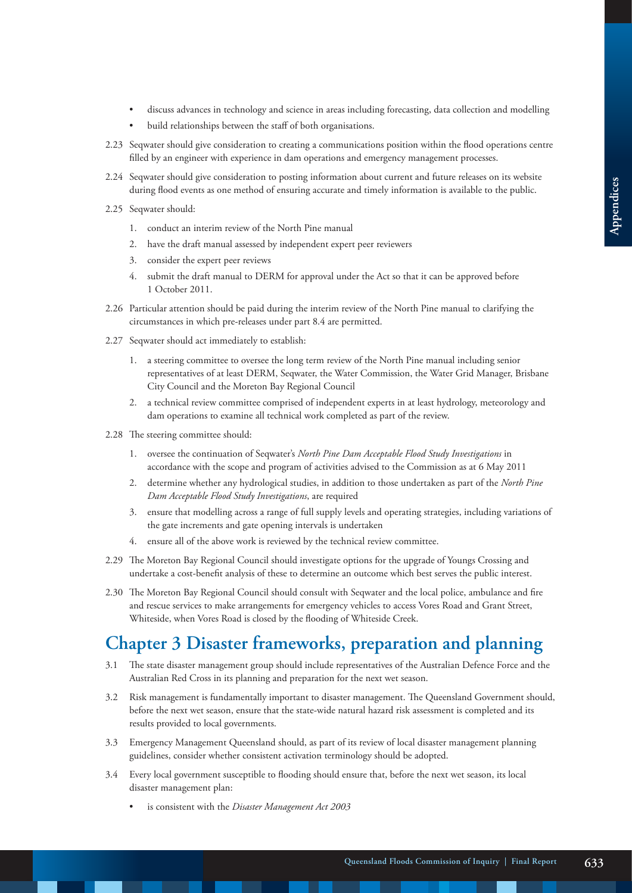- discuss advances in technology and science in areas including forecasting, data collection and modelling
- build relationships between the staff of both organisations.

2.23 Seqwater should give consideration to creating a communications position within the flood operations centre filled by an engineer with experience in dam operations and emergency management processes.

2.24 Seqwater should give consideration to posting information about current and future releases on its website during flood events as one method of ensuring accurate and timely information is available to the public.

2.25 Seqwater should:

1. conduct an interim review of the North Pine manual
2. have the draft manual assessed by independent expert peer reviewers
3. consider the expert peer reviews
4. submit the draft manual to DERM for approval under the Act so that it can be approved before 1 October 2011.

2.26 Particular attention should be paid during the interim review of the North Pine manual to clarifying the circumstances in which pre-releases under part 8.4 are permitted.

2.27 Seqwater should act immediately to establish:

1. a steering committee to oversee the long term review of the North Pine manual including senior representatives of at least DERM, Seqwater, the Water Commission, the Water Grid Manager, Brisbane City Council and the Moreton Bay Regional Council
2. a technical review committee comprised of independent experts in at least hydrology, meteorology and dam operations to examine all technical work completed as part of the review.

2.28 The steering committee should:

1. oversee the continuation of Seqwater's *North Pine Dam Acceptable Flood Study Investigations* in accordance with the scope and program of activities advised to the Commission as at 6 May 2011
2. determine whether any hydrological studies, in addition to those undertaken as part of the *North Pine Dam Acceptable Flood Study Investigations*, are required
3. ensure that modelling across a range of full supply levels and operating strategies, including variations of the gate increments and gate opening intervals is undertaken
4. ensure all of the above work is reviewed by the technical review committee.

2.29 The Moreton Bay Regional Council should investigate options for the upgrade of Youngs Crossing and undertake a cost-benefit analysis of these to determine an outcome which best serves the public interest.

2.30 The Moreton Bay Regional Council should consult with Seqwater and the local police, ambulance and fire and rescue services to make arrangements for emergency vehicles to access Vores Road and Grant Street, Whiteside, when Vores Road is closed by the flooding of Whiteside Creek.

## Chapter 3 Disaster frameworks, preparation and planning

3.1 The state disaster management group should include representatives of the Australian Defence Force and the Australian Red Cross in its planning and preparation for the next wet season.

3.2 Risk management is fundamentally important to disaster management. The Queensland Government should, before the next wet season, ensure that the state-wide natural hazard risk assessment is completed and its results provided to local governments.

3.3 Emergency Management Queensland should, as part of its review of local disaster management planning guidelines, consider whether consistent activation terminology should be adopted.

3.4 Every local government susceptible to flooding should ensure that, before the next wet season, its local disaster management plan:

- is consistent with the *Disaster Management Act 2003*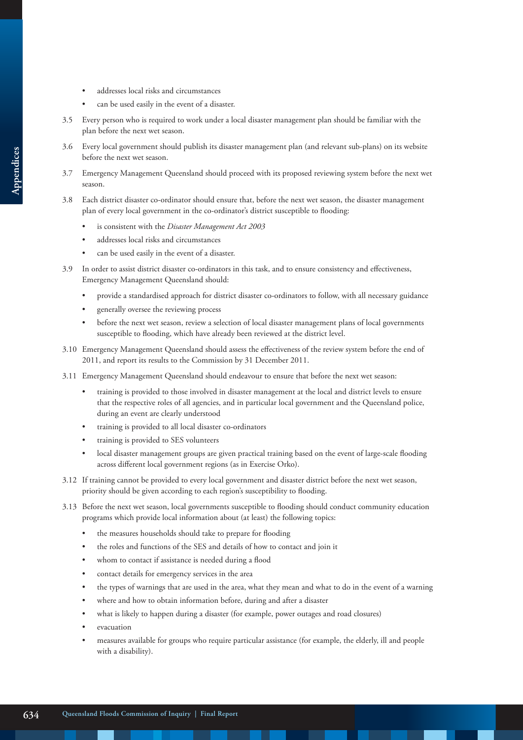- addresses local risks and circumstances
- can be used easily in the event of a disaster.

3.5 Every person who is required to work under a local disaster management plan should be familiar with the plan before the next wet season.

3.6 Every local government should publish its disaster management plan (and relevant sub-plans) on its website before the next wet season.

3.7 Emergency Management Queensland should proceed with its proposed reviewing system before the next wet season.

3.8 Each district disaster co-ordinator should ensure that, before the next wet season, the disaster management plan of every local government in the co-ordinator's district susceptible to flooding:

- is consistent with the *Disaster Management Act 2003*
- addresses local risks and circumstances
- can be used easily in the event of a disaster.

3.9 In order to assist district disaster co-ordinators in this task, and to ensure consistency and effectiveness, Emergency Management Queensland should:

- provide a standardised approach for district disaster co-ordinators to follow, with all necessary guidance
- generally oversee the reviewing process
- before the next wet season, review a selection of local disaster management plans of local governments susceptible to flooding, which have already been reviewed at the district level.

3.10 Emergency Management Queensland should assess the effectiveness of the review system before the end of 2011, and report its results to the Commission by 31 December 2011.

3.11 Emergency Management Queensland should endeavour to ensure that before the next wet season:

- training is provided to those involved in disaster management at the local and district levels to ensure that the respective roles of all agencies, and in particular local government and the Queensland police, during an event are clearly understood
- training is provided to all local disaster co-ordinators
- training is provided to SES volunteers
- local disaster management groups are given practical training based on the event of large-scale flooding across different local government regions (as in Exercise Orko).

3.12 If training cannot be provided to every local government and disaster district before the next wet season, priority should be given according to each region's susceptibility to flooding.

3.13 Before the next wet season, local governments susceptible to flooding should conduct community education programs which provide local information about (at least) the following topics:

- the measures households should take to prepare for flooding
- the roles and functions of the SES and details of how to contact and join it
- whom to contact if assistance is needed during a flood
- contact details for emergency services in the area
- the types of warnings that are used in the area, what they mean and what to do in the event of a warning
- where and how to obtain information before, during and after a disaster
- what is likely to happen during a disaster (for example, power outages and road closures)
- evacuation
- measures available for groups who require particular assistance (for example, the elderly, ill and people with a disability).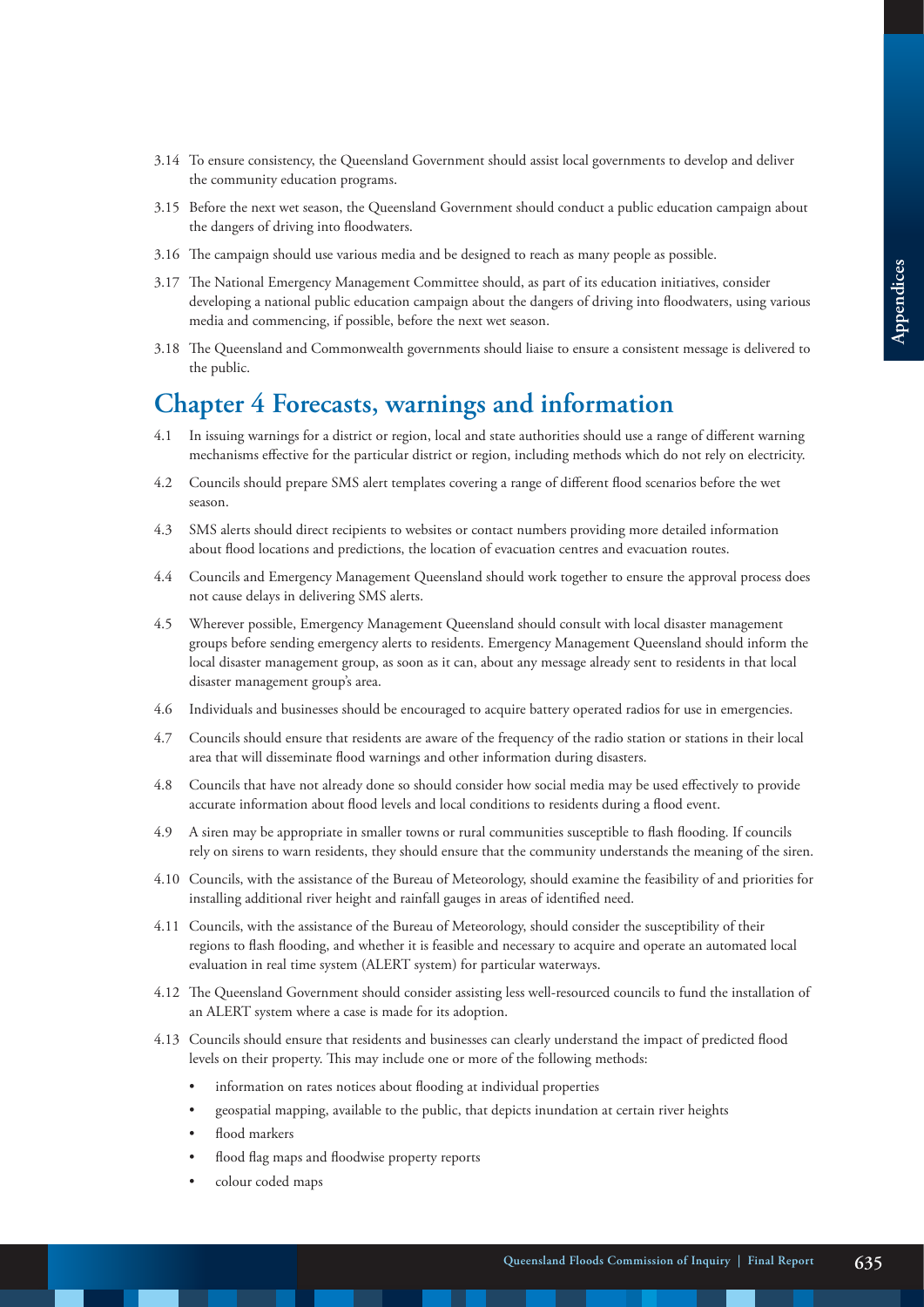3.14 To ensure consistency, the Queensland Government should assist local governments to develop and deliver the community education programs.

3.15 Before the next wet season, the Queensland Government should conduct a public education campaign about the dangers of driving into floodwaters.

3.16 The campaign should use various media and be designed to reach as many people as possible.

3.17 The National Emergency Management Committee should, as part of its education initiatives, consider developing a national public education campaign about the dangers of driving into floodwaters, using various media and commencing, if possible, before the next wet season.

3.18 The Queensland and Commonwealth governments should liaise to ensure a consistent message is delivered to the public.

## Chapter 4 Forecasts, warnings and information

4.1 In issuing warnings for a district or region, local and state authorities should use a range of different warning mechanisms effective for the particular district or region, including methods which do not rely on electricity.

4.2 Councils should prepare SMS alert templates covering a range of different flood scenarios before the wet season.

4.3 SMS alerts should direct recipients to websites or contact numbers providing more detailed information about flood locations and predictions, the location of evacuation centres and evacuation routes.

4.4 Councils and Emergency Management Queensland should work together to ensure the approval process does not cause delays in delivering SMS alerts.

4.5 Wherever possible, Emergency Management Queensland should consult with local disaster management groups before sending emergency alerts to residents. Emergency Management Queensland should inform the local disaster management group, as soon as it can, about any message already sent to residents in that local disaster management group's area.

4.6 Individuals and businesses should be encouraged to acquire battery operated radios for use in emergencies.

4.7 Councils should ensure that residents are aware of the frequency of the radio station or stations in their local area that will disseminate flood warnings and other information during disasters.

4.8 Councils that have not already done so should consider how social media may be used effectively to provide accurate information about flood levels and local conditions to residents during a flood event.

4.9 A siren may be appropriate in smaller towns or rural communities susceptible to flash flooding. If councils rely on sirens to warn residents, they should ensure that the community understands the meaning of the siren.

4.10 Councils, with the assistance of the Bureau of Meteorology, should examine the feasibility of and priorities for installing additional river height and rainfall gauges in areas of identified need.

4.11 Councils, with the assistance of the Bureau of Meteorology, should consider the susceptibility of their regions to flash flooding, and whether it is feasible and necessary to acquire and operate an automated local evaluation in real time system (ALERT system) for particular waterways.

4.12 The Queensland Government should consider assisting less well-resourced councils to fund the installation of an ALERT system where a case is made for its adoption.

4.13 Councils should ensure that residents and businesses can clearly understand the impact of predicted flood levels on their property. This may include one or more of the following methods:

- information on rates notices about flooding at individual properties
- geospatial mapping, available to the public, that depicts inundation at certain river heights
- flood markers
- flood flag maps and floodwise property reports
- colour coded maps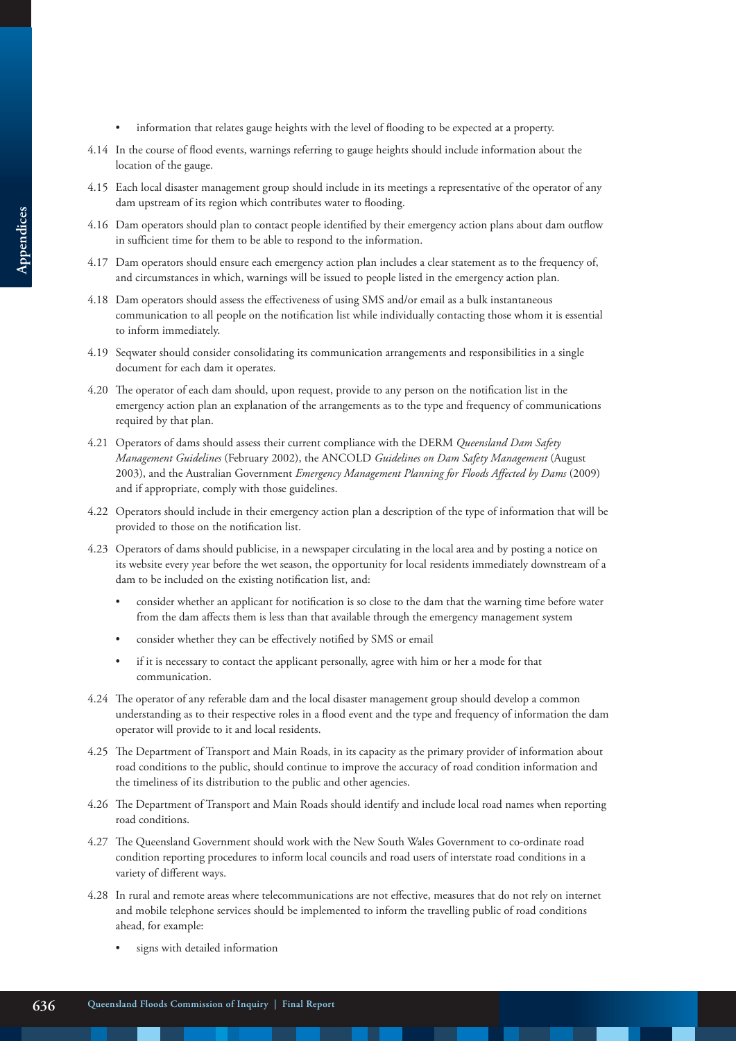- information that relates gauge heights with the level of flooding to be expected at a property.

4.14 In the course of flood events, warnings referring to gauge heights should include information about the location of the gauge.

4.15 Each local disaster management group should include in its meetings a representative of the operator of any dam upstream of its region which contributes water to flooding.

4.16 Dam operators should plan to contact people identified by their emergency action plans about dam outflow in sufficient time for them to be able to respond to the information.

4.17 Dam operators should ensure each emergency action plan includes a clear statement as to the frequency of, and circumstances in which, warnings will be issued to people listed in the emergency action plan.

4.18 Dam operators should assess the effectiveness of using SMS and/or email as a bulk instantaneous communication to all people on the notification list while individually contacting those whom it is essential to inform immediately.

4.19 Seqwater should consider consolidating its communication arrangements and responsibilities in a single document for each dam it operates.

4.20 The operator of each dam should, upon request, provide to any person on the notification list in the emergency action plan an explanation of the arrangements as to the type and frequency of communications required by that plan.

4.21 Operators of dams should assess their current compliance with the DERM *Queensland Dam Safety Management Guidelines* (February 2002), the ANCOLD *Guidelines on Dam Safety Management* (August 2003), and the Australian Government *Emergency Management Planning for Floods Affected by Dams* (2009) and if appropriate, comply with those guidelines.

4.22 Operators should include in their emergency action plan a description of the type of information that will be provided to those on the notification list.

4.23 Operators of dams should publicise, in a newspaper circulating in the local area and by posting a notice on its website every year before the wet season, the opportunity for local residents immediately downstream of a dam to be included on the existing notification list, and:

- consider whether an applicant for notification is so close to the dam that the warning time before water from the dam affects them is less than that available through the emergency management system
- consider whether they can be effectively notified by SMS or email
- if it is necessary to contact the applicant personally, agree with him or her a mode for that communication.

4.24 The operator of any referable dam and the local disaster management group should develop a common understanding as to their respective roles in a flood event and the type and frequency of information the dam operator will provide to it and local residents.

4.25 The Department of Transport and Main Roads, in its capacity as the primary provider of information about road conditions to the public, should continue to improve the accuracy of road condition information and the timeliness of its distribution to the public and other agencies.

4.26 The Department of Transport and Main Roads should identify and include local road names when reporting road conditions.

4.27 The Queensland Government should work with the New South Wales Government to co-ordinate road condition reporting procedures to inform local councils and road users of interstate road conditions in a variety of different ways.

4.28 In rural and remote areas where telecommunications are not effective, measures that do not rely on internet and mobile telephone services should be implemented to inform the travelling public of road conditions ahead, for example:

- signs with detailed information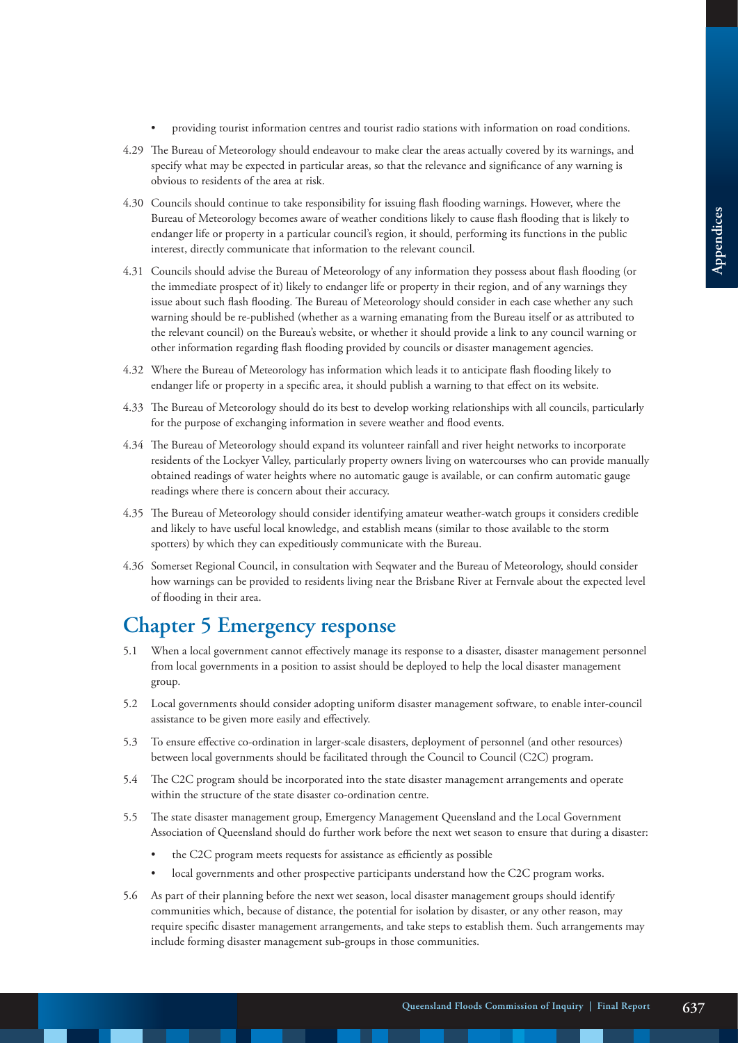- providing tourist information centres and tourist radio stations with information on road conditions.

4.29 The Bureau of Meteorology should endeavour to make clear the areas actually covered by its warnings, and specify what may be expected in particular areas, so that the relevance and significance of any warning is obvious to residents of the area at risk.

4.30 Councils should continue to take responsibility for issuing flash flooding warnings. However, where the Bureau of Meteorology becomes aware of weather conditions likely to cause flash flooding that is likely to endanger life or property in a particular council's region, it should, performing its functions in the public interest, directly communicate that information to the relevant council.

4.31 Councils should advise the Bureau of Meteorology of any information they possess about flash flooding (or the immediate prospect of it) likely to endanger life or property in their region, and of any warnings they issue about such flash flooding. The Bureau of Meteorology should consider in each case whether any such warning should be re-published (whether as a warning emanating from the Bureau itself or as attributed to the relevant council) on the Bureau's website, or whether it should provide a link to any council warning or other information regarding flash flooding provided by councils or disaster management agencies.

4.32 Where the Bureau of Meteorology has information which leads it to anticipate flash flooding likely to endanger life or property in a specific area, it should publish a warning to that effect on its website.

4.33 The Bureau of Meteorology should do its best to develop working relationships with all councils, particularly for the purpose of exchanging information in severe weather and flood events.

4.34 The Bureau of Meteorology should expand its volunteer rainfall and river height networks to incorporate residents of the Lockyer Valley, particularly property owners living on watercourses who can provide manually obtained readings of water heights where no automatic gauge is available, or can confirm automatic gauge readings where there is concern about their accuracy.

4.35 The Bureau of Meteorology should consider identifying amateur weather-watch groups it considers credible and likely to have useful local knowledge, and establish means (similar to those available to the storm spotters) by which they can expeditiously communicate with the Bureau.

4.36 Somerset Regional Council, in consultation with Seqwater and the Bureau of Meteorology, should consider how warnings can be provided to residents living near the Brisbane River at Fernvale about the expected level of flooding in their area.

## Chapter 5 Emergency response

5.1 When a local government cannot effectively manage its response to a disaster, disaster management personnel from local governments in a position to assist should be deployed to help the local disaster management group.

5.2 Local governments should consider adopting uniform disaster management software, to enable inter-council assistance to be given more easily and effectively.

5.3 To ensure effective co-ordination in larger-scale disasters, deployment of personnel (and other resources) between local governments should be facilitated through the Council to Council (C2C) program.

5.4 The C2C program should be incorporated into the state disaster management arrangements and operate within the structure of the state disaster co-ordination centre.

5.5 The state disaster management group, Emergency Management Queensland and the Local Government Association of Queensland should do further work before the next wet season to ensure that during a disaster:

- the C2C program meets requests for assistance as efficiently as possible
- local governments and other prospective participants understand how the C2C program works.

5.6 As part of their planning before the next wet season, local disaster management groups should identify communities which, because of distance, the potential for isolation by disaster, or any other reason, may require specific disaster management arrangements, and take steps to establish them. Such arrangements may include forming disaster management sub-groups in those communities.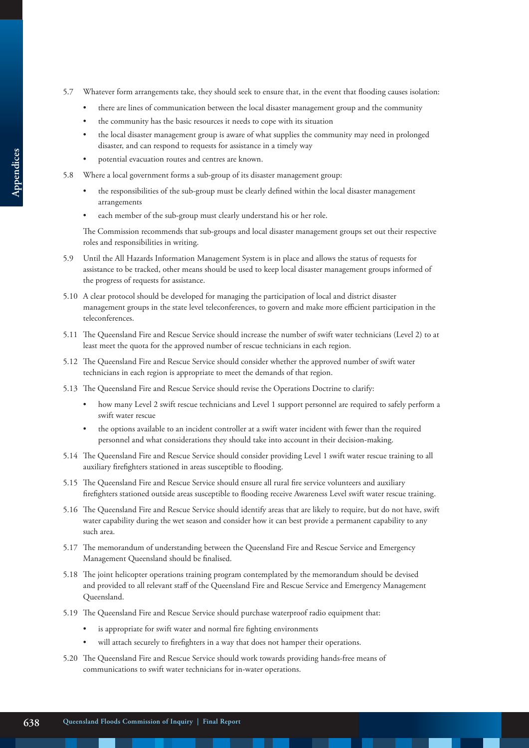5.7 Whatever form arrangements take, they should seek to ensure that, in the event that flooding causes isolation:

- there are lines of communication between the local disaster management group and the community
- the community has the basic resources it needs to cope with its situation
- the local disaster management group is aware of what supplies the community may need in prolonged disaster, and can respond to requests for assistance in a timely way
- potential evacuation routes and centres are known.

5.8 Where a local government forms a sub-group of its disaster management group:

- the responsibilities of the sub-group must be clearly defined within the local disaster management arrangements
- each member of the sub-group must clearly understand his or her role.

The Commission recommends that sub-groups and local disaster management groups set out their respective roles and responsibilities in writing.

5.9 Until the All Hazards Information Management System is in place and allows the status of requests for assistance to be tracked, other means should be used to keep local disaster management groups informed of the progress of requests for assistance.

5.10 A clear protocol should be developed for managing the participation of local and district disaster management groups in the state level teleconferences, to govern and make more efficient participation in the teleconferences.

5.11 The Queensland Fire and Rescue Service should increase the number of swift water technicians (Level 2) to at least meet the quota for the approved number of rescue technicians in each region.

5.12 The Queensland Fire and Rescue Service should consider whether the approved number of swift water technicians in each region is appropriate to meet the demands of that region.

5.13 The Queensland Fire and Rescue Service should revise the Operations Doctrine to clarify:

- how many Level 2 swift rescue technicians and Level 1 support personnel are required to safely perform a swift water rescue
- the options available to an incident controller at a swift water incident with fewer than the required personnel and what considerations they should take into account in their decision-making.

5.14 The Queensland Fire and Rescue Service should consider providing Level 1 swift water rescue training to all auxiliary firefighters stationed in areas susceptible to flooding.

5.15 The Queensland Fire and Rescue Service should ensure all rural fire service volunteers and auxiliary firefighters stationed outside areas susceptible to flooding receive Awareness Level swift water rescue training.

5.16 The Queensland Fire and Rescue Service should identify areas that are likely to require, but do not have, swift water capability during the wet season and consider how it can best provide a permanent capability to any such area.

5.17 The memorandum of understanding between the Queensland Fire and Rescue Service and Emergency Management Queensland should be finalised.

5.18 The joint helicopter operations training program contemplated by the memorandum should be devised and provided to all relevant staff of the Queensland Fire and Rescue Service and Emergency Management Queensland.

5.19 The Queensland Fire and Rescue Service should purchase waterproof radio equipment that:

- is appropriate for swift water and normal fire fighting environments
- will attach securely to firefighters in a way that does not hamper their operations.

5.20 The Queensland Fire and Rescue Service should work towards providing hands-free means of communications to swift water technicians for in-water operations.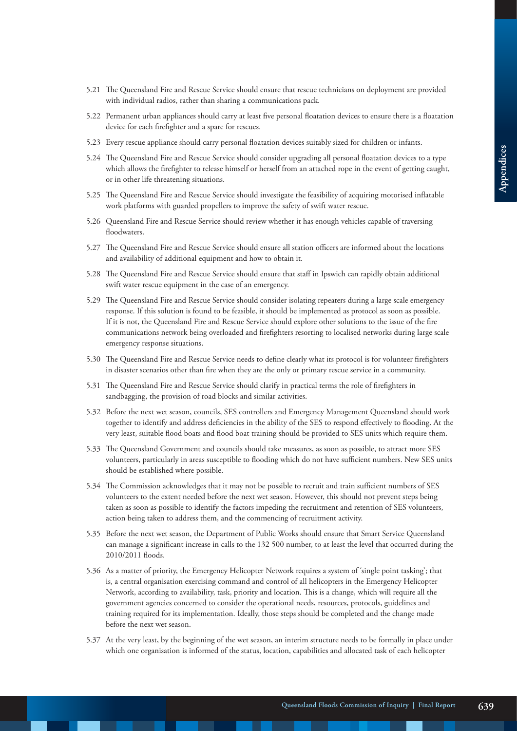5.21 The Queensland Fire and Rescue Service should ensure that rescue technicians on deployment are provided with individual radios, rather than sharing a communications pack.

5.22 Permanent urban appliances should carry at least five personal floatation devices to ensure there is a floatation device for each firefighter and a spare for rescues.

5.23 Every rescue appliance should carry personal floatation devices suitably sized for children or infants.

5.24 The Queensland Fire and Rescue Service should consider upgrading all personal floatation devices to a type which allows the firefighter to release himself or herself from an attached rope in the event of getting caught, or in other life threatening situations.

5.25 The Queensland Fire and Rescue Service should investigate the feasibility of acquiring motorised inflatable work platforms with guarded propellers to improve the safety of swift water rescue.

5.26 Queensland Fire and Rescue Service should review whether it has enough vehicles capable of traversing floodwaters.

5.27 The Queensland Fire and Rescue Service should ensure all station officers are informed about the locations and availability of additional equipment and how to obtain it.

5.28 The Queensland Fire and Rescue Service should ensure that staff in Ipswich can rapidly obtain additional swift water rescue equipment in the case of an emergency.

5.29 The Queensland Fire and Rescue Service should consider isolating repeaters during a large scale emergency response. If this solution is found to be feasible, it should be implemented as protocol as soon as possible. If it is not, the Queensland Fire and Rescue Service should explore other solutions to the issue of the fire communications network being overloaded and firefighters resorting to localised networks during large scale emergency response situations.

5.30 The Queensland Fire and Rescue Service needs to define clearly what its protocol is for volunteer firefighters in disaster scenarios other than fire when they are the only or primary rescue service in a community.

5.31 The Queensland Fire and Rescue Service should clarify in practical terms the role of firefighters in sandbagging, the provision of road blocks and similar activities.

5.32 Before the next wet season, councils, SES controllers and Emergency Management Queensland should work together to identify and address deficiencies in the ability of the SES to respond effectively to flooding. At the very least, suitable flood boats and flood boat training should be provided to SES units which require them.

5.33 The Queensland Government and councils should take measures, as soon as possible, to attract more SES volunteers, particularly in areas susceptible to flooding which do not have sufficient numbers. New SES units should be established where possible.

5.34 The Commission acknowledges that it may not be possible to recruit and train sufficient numbers of SES volunteers to the extent needed before the next wet season. However, this should not prevent steps being taken as soon as possible to identify the factors impeding the recruitment and retention of SES volunteers, action being taken to address them, and the commencing of recruitment activity.

5.35 Before the next wet season, the Department of Public Works should ensure that Smart Service Queensland can manage a significant increase in calls to the 132 500 number, to at least the level that occurred during the 2010/2011 floods.

5.36 As a matter of priority, the Emergency Helicopter Network requires a system of 'single point tasking'; that is, a central organisation exercising command and control of all helicopters in the Emergency Helicopter Network, according to availability, task, priority and location. This is a change, which will require all the government agencies concerned to consider the operational needs, resources, protocols, guidelines and training required for its implementation. Ideally, those steps should be completed and the change made before the next wet season.

5.37 At the very least, by the beginning of the wet season, an interim structure needs to be formally in place under which one organisation is informed of the status, location, capabilities and allocated task of each helicopter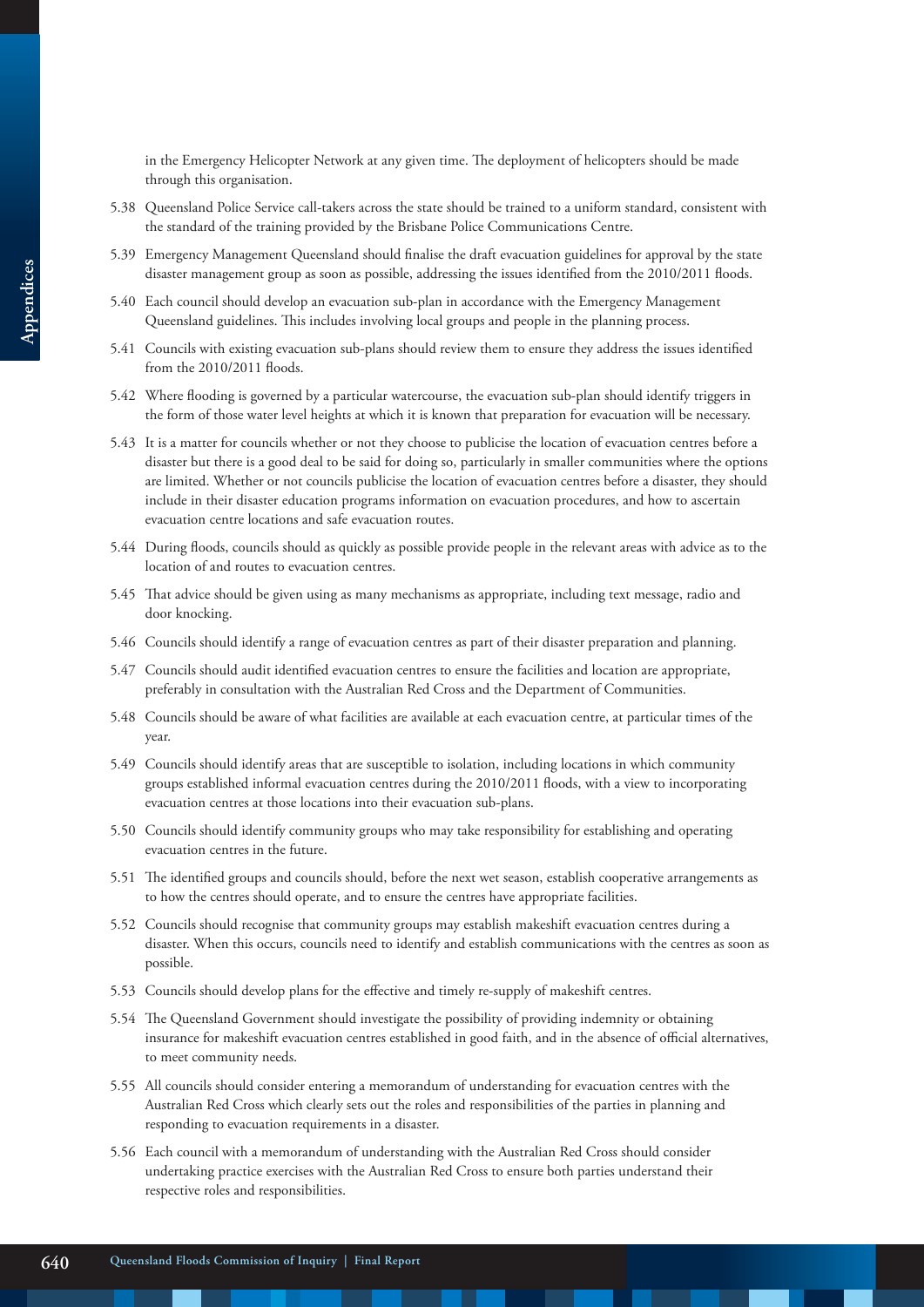in the Emergency Helicopter Network at any given time. The deployment of helicopters should be made through this organisation.

5.38 Queensland Police Service call-takers across the state should be trained to a uniform standard, consistent with the standard of the training provided by the Brisbane Police Communications Centre.

5.39 Emergency Management Queensland should finalise the draft evacuation guidelines for approval by the state disaster management group as soon as possible, addressing the issues identified from the 2010/2011 floods.

5.40 Each council should develop an evacuation sub-plan in accordance with the Emergency Management Queensland guidelines. This includes involving local groups and people in the planning process.

5.41 Councils with existing evacuation sub-plans should review them to ensure they address the issues identified from the 2010/2011 floods.

5.42 Where flooding is governed by a particular watercourse, the evacuation sub-plan should identify triggers in the form of those water level heights at which it is known that preparation for evacuation will be necessary.

5.43 It is a matter for councils whether or not they choose to publicise the location of evacuation centres before a disaster but there is a good deal to be said for doing so, particularly in smaller communities where the options are limited. Whether or not councils publicise the location of evacuation centres before a disaster, they should include in their disaster education programs information on evacuation procedures, and how to ascertain evacuation centre locations and safe evacuation routes.

5.44 During floods, councils should as quickly as possible provide people in the relevant areas with advice as to the location of and routes to evacuation centres.

5.45 That advice should be given using as many mechanisms as appropriate, including text message, radio and door knocking.

5.46 Councils should identify a range of evacuation centres as part of their disaster preparation and planning.

5.47 Councils should audit identified evacuation centres to ensure the facilities and location are appropriate, preferably in consultation with the Australian Red Cross and the Department of Communities.

5.48 Councils should be aware of what facilities are available at each evacuation centre, at particular times of the year.

5.49 Councils should identify areas that are susceptible to isolation, including locations in which community groups established informal evacuation centres during the 2010/2011 floods, with a view to incorporating evacuation centres at those locations into their evacuation sub-plans.

5.50 Councils should identify community groups who may take responsibility for establishing and operating evacuation centres in the future.

5.51 The identified groups and councils should, before the next wet season, establish cooperative arrangements as to how the centres should operate, and to ensure the centres have appropriate facilities.

5.52 Councils should recognise that community groups may establish makeshift evacuation centres during a disaster. When this occurs, councils need to identify and establish communications with the centres as soon as possible.

5.53 Councils should develop plans for the effective and timely re-supply of makeshift centres.

5.54 The Queensland Government should investigate the possibility of providing indemnity or obtaining insurance for makeshift evacuation centres established in good faith, and in the absence of official alternatives, to meet community needs.

5.55 All councils should consider entering a memorandum of understanding for evacuation centres with the Australian Red Cross which clearly sets out the roles and responsibilities of the parties in planning and responding to evacuation requirements in a disaster.

5.56 Each council with a memorandum of understanding with the Australian Red Cross should consider undertaking practice exercises with the Australian Red Cross to ensure both parties understand their respective roles and responsibilities.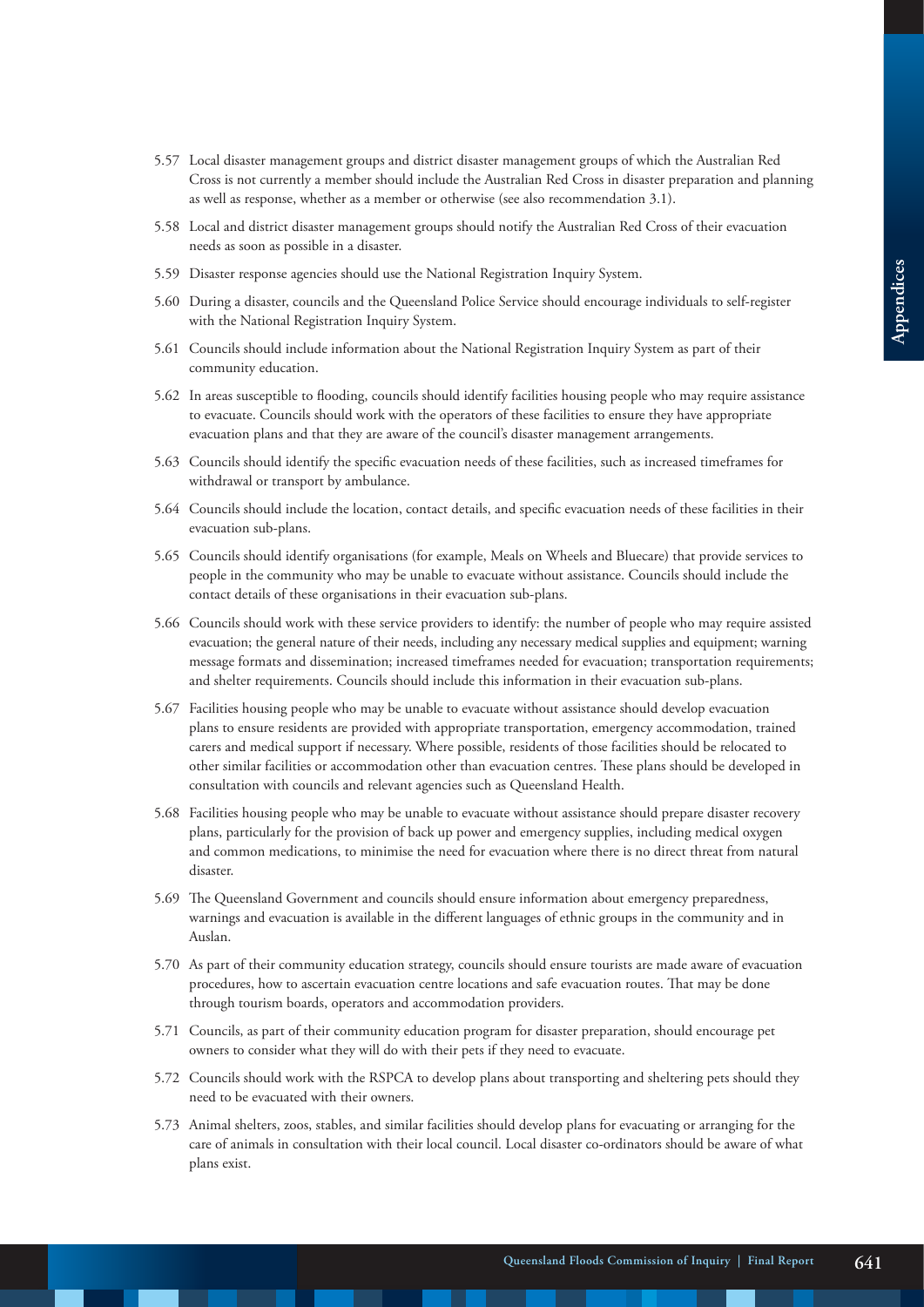5.57 Local disaster management groups and district disaster management groups of which the Australian Red Cross is not currently a member should include the Australian Red Cross in disaster preparation and planning as well as response, whether as a member or otherwise (see also recommendation 3.1).

5.58 Local and district disaster management groups should notify the Australian Red Cross of their evacuation needs as soon as possible in a disaster.

5.59 Disaster response agencies should use the National Registration Inquiry System.

5.60 During a disaster, councils and the Queensland Police Service should encourage individuals to self-register with the National Registration Inquiry System.

5.61 Councils should include information about the National Registration Inquiry System as part of their community education.

5.62 In areas susceptible to flooding, councils should identify facilities housing people who may require assistance to evacuate. Councils should work with the operators of these facilities to ensure they have appropriate evacuation plans and that they are aware of the council's disaster management arrangements.

5.63 Councils should identify the specific evacuation needs of these facilities, such as increased timeframes for withdrawal or transport by ambulance.

5.64 Councils should include the location, contact details, and specific evacuation needs of these facilities in their evacuation sub-plans.

5.65 Councils should identify organisations (for example, Meals on Wheels and Bluecare) that provide services to people in the community who may be unable to evacuate without assistance. Councils should include the contact details of these organisations in their evacuation sub-plans.

5.66 Councils should work with these service providers to identify: the number of people who may require assisted evacuation; the general nature of their needs, including any necessary medical supplies and equipment; warning message formats and dissemination; increased timeframes needed for evacuation; transportation requirements; and shelter requirements. Councils should include this information in their evacuation sub-plans.

5.67 Facilities housing people who may be unable to evacuate without assistance should develop evacuation plans to ensure residents are provided with appropriate transportation, emergency accommodation, trained carers and medical support if necessary. Where possible, residents of those facilities should be relocated to other similar facilities or accommodation other than evacuation centres. These plans should be developed in consultation with councils and relevant agencies such as Queensland Health.

5.68 Facilities housing people who may be unable to evacuate without assistance should prepare disaster recovery plans, particularly for the provision of back up power and emergency supplies, including medical oxygen and common medications, to minimise the need for evacuation where there is no direct threat from natural disaster.

5.69 The Queensland Government and councils should ensure information about emergency preparedness, warnings and evacuation is available in the different languages of ethnic groups in the community and in Auslan.

5.70 As part of their community education strategy, councils should ensure tourists are made aware of evacuation procedures, how to ascertain evacuation centre locations and safe evacuation routes. That may be done through tourism boards, operators and accommodation providers.

5.71 Councils, as part of their community education program for disaster preparation, should encourage pet owners to consider what they will do with their pets if they need to evacuate.

5.72 Councils should work with the RSPCA to develop plans about transporting and sheltering pets should they need to be evacuated with their owners.

5.73 Animal shelters, zoos, stables, and similar facilities should develop plans for evacuating or arranging for the care of animals in consultation with their local council. Local disaster co-ordinators should be aware of what plans exist.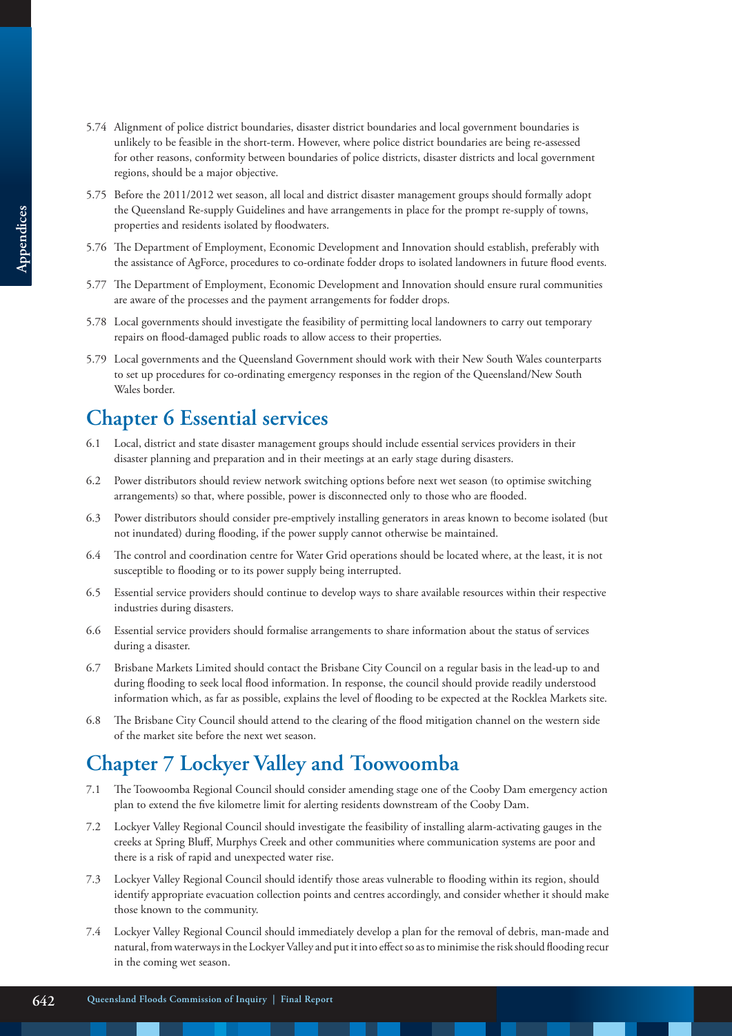5.74 Alignment of police district boundaries, disaster district boundaries and local government boundaries is unlikely to be feasible in the short-term. However, where police district boundaries are being re-assessed for other reasons, conformity between boundaries of police districts, disaster districts and local government regions, should be a major objective.

5.75 Before the 2011/2012 wet season, all local and district disaster management groups should formally adopt the Queensland Re-supply Guidelines and have arrangements in place for the prompt re-supply of towns, properties and residents isolated by floodwaters.

5.76 The Department of Employment, Economic Development and Innovation should establish, preferably with the assistance of AgForce, procedures to co-ordinate fodder drops to isolated landowners in future flood events.

5.77 The Department of Employment, Economic Development and Innovation should ensure rural communities are aware of the processes and the payment arrangements for fodder drops.

5.78 Local governments should investigate the feasibility of permitting local landowners to carry out temporary repairs on flood-damaged public roads to allow access to their properties.

5.79 Local governments and the Queensland Government should work with their New South Wales counterparts to set up procedures for co-ordinating emergency responses in the region of the Queensland/New South Wales border.

## Chapter 6 Essential services

6.1 Local, district and state disaster management groups should include essential services providers in their disaster planning and preparation and in their meetings at an early stage during disasters.

6.2 Power distributors should review network switching options before next wet season (to optimise switching arrangements) so that, where possible, power is disconnected only to those who are flooded.

6.3 Power distributors should consider pre-emptively installing generators in areas known to become isolated (but not inundated) during flooding, if the power supply cannot otherwise be maintained.

6.4 The control and coordination centre for Water Grid operations should be located where, at the least, it is not susceptible to flooding or to its power supply being interrupted.

6.5 Essential service providers should continue to develop ways to share available resources within their respective industries during disasters.

6.6 Essential service providers should formalise arrangements to share information about the status of services during a disaster.

6.7 Brisbane Markets Limited should contact the Brisbane City Council on a regular basis in the lead-up to and during flooding to seek local flood information. In response, the council should provide readily understood information which, as far as possible, explains the level of flooding to be expected at the Rocklea Markets site.

6.8 The Brisbane City Council should attend to the clearing of the flood mitigation channel on the western side of the market site before the next wet season.

## Chapter 7 Lockyer Valley and Toowoomba

7.1 The Toowoomba Regional Council should consider amending stage one of the Cooby Dam emergency action plan to extend the five kilometre limit for alerting residents downstream of the Cooby Dam.

7.2 Lockyer Valley Regional Council should investigate the feasibility of installing alarm-activating gauges in the creeks at Spring Bluff, Murphys Creek and other communities where communication systems are poor and there is a risk of rapid and unexpected water rise.

7.3 Lockyer Valley Regional Council should identify those areas vulnerable to flooding within its region, should identify appropriate evacuation collection points and centres accordingly, and consider whether it should make those known to the community.

7.4 Lockyer Valley Regional Council should immediately develop a plan for the removal of debris, man-made and natural, from waterways in the Lockyer Valley and put it into effect so as to minimise the risk should flooding recur in the coming wet season.